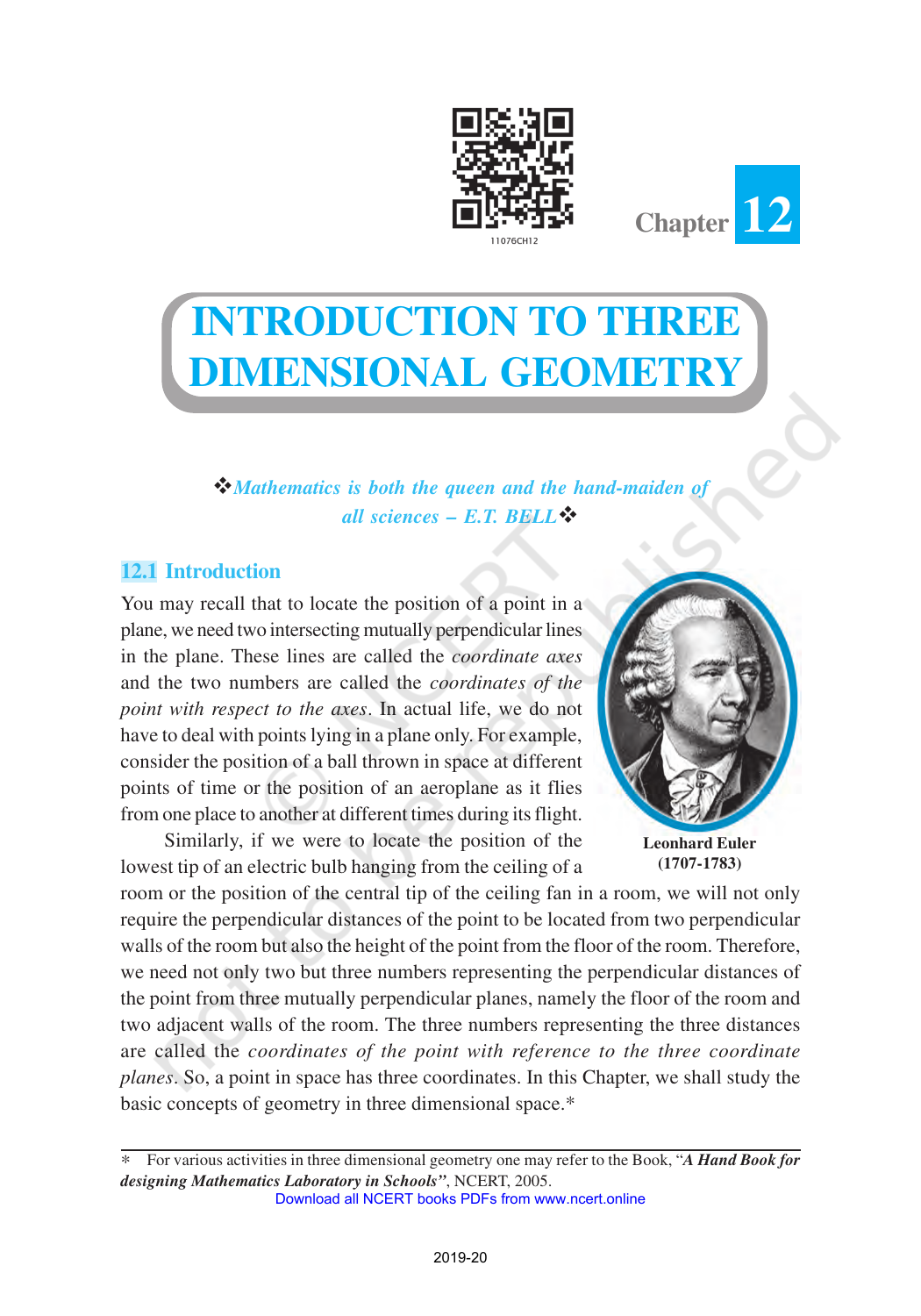Chapter 12

# INTRODUCTION TO THREE DIMENSIONAL GEOMETRY

❖ *Mathematics is both the queen and the hand-maiden of all sciences – E.T. BELL* ❖

## 12.1 Introduction

You may recall that to locate the position of a point in a plane, we need two intersecting mutually perpendicular lines in the plane. These lines are called the *coordinate axes* and the two numbers are called the *coordinates of the point with respect to the axes*. In actual life, we do not have to deal with points lying in a plane only. For example, consider the position of a ball thrown in space at different points of time or the position of an aeroplane as it flies from one place to another at different times during its flight.

Leonhard Euler (1707-1783)

Similarly, if we were to locate the position of the lowest tip of an electric bulb hanging from the ceiling of a room or the position of the central tip of the ceiling fan in a room, we will not only require the perpendicular distances of the point to be located from two perpendicular walls of the room but also the height of the point from the floor of the room. Therefore, we need not only two but three numbers representing the perpendicular distances of the point from three mutually perpendicular planes, namely the floor of the room and two adjacent walls of the room. The three numbers representing the three distances are called the *coordinates of the point with reference to the three coordinate planes*. So, a point in space has three coordinates. In this Chapter, we shall study the basic concepts of geometry in three dimensional space.*

\* For various activities in three dimensional geometry one may refer to the Book, "***A Hand Book for designing Mathematics Laboratory in Schools***", NCERT, 2005.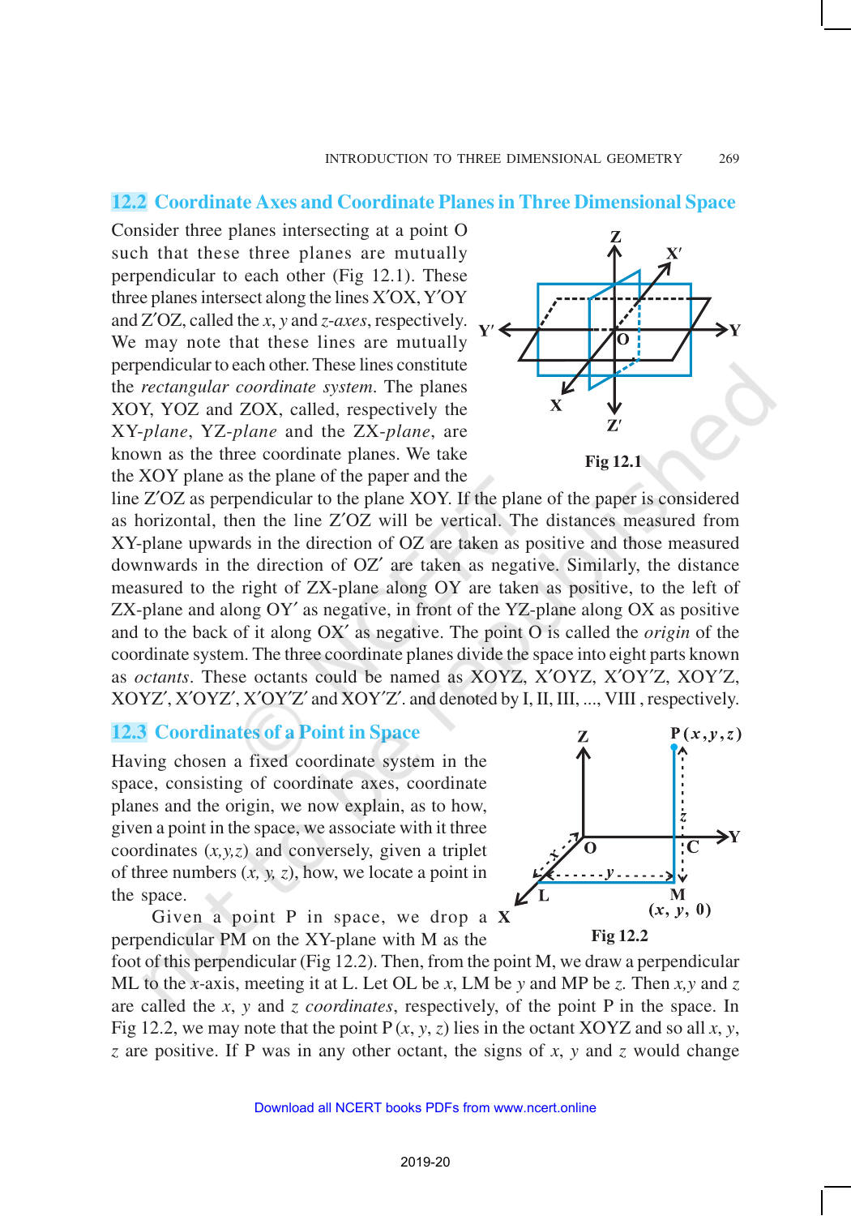## 12.2 Coordinate Axes and Coordinate Planes in Three Dimensional Space

Consider three planes intersecting at a point O such that these three planes are mutually perpendicular to each other (Fig 12.1). These three planes intersect along the lines X′OX, Y′OY and Z′OZ, called the *x*, *y* and *z-axes*, respectively. We may note that these lines are mutually perpendicular to each other. These lines constitute the *rectangular coordinate system*. The planes XOY, YOZ and ZOX, called, respectively the XY-*plane*, YZ-*plane* and the ZX-*plane*, are known as the three coordinate planes. We take the XOY plane as the plane of the paper and the line Z′OZ as perpendicular to the plane XOY. If the plane of the paper is considered as horizontal, then the line Z′OZ will be vertical. The distances measured from XY-plane upwards in the direction of OZ are taken as positive and those measured downwards in the direction of OZ′ are taken as negative. Similarly, the distance measured to the right of ZX-plane along OY are taken as positive, to the left of ZX-plane and along OY′ as negative, in front of the YZ-plane along OX as positive and to the back of it along OX′ as negative. The point O is called the *origin* of the coordinate system. The three coordinate planes divide the space into eight parts known as *octants*. These octants could be named as XOYZ, X′OYZ, X′OY′Z, XOY′Z, XOYZ′, X′OYZ′, X′OY′Z′ and XOY′Z′. and denoted by I, II, III, ..., VIII , respectively.

Fig 12.1

## 12.3 Coordinates of a Point in Space

Having chosen a fixed coordinate system in the space, consisting of coordinate axes, coordinate planes and the origin, we now explain, as to how, given a point in the space, we associate with it three coordinates $(x,y,z)$ and conversely, given a triplet of three numbers $(x, y, z)$, how, we locate a point in the space.

Given a point P in space, we drop a perpendicular PM on the XY-plane with M as the foot of this perpendicular (Fig 12.2). Then, from the point M, we draw a perpendicular ML to the $x$-axis, meeting it at L. Let OL be $x$, LM be $y$ and MP be $z$. Then $x$,$y$ and $z$ are called the $x$, $y$ and $z$ *coordinates*, respectively, of the point P in the space. In Fig 12.2, we may note that the point P $(x, y, z)$ lies in the octant XOYZ and so all $x$, $y$, $z$ are positive. If P was in any other octant, the signs of $x$, $y$ and $z$ would change

Fig 12.2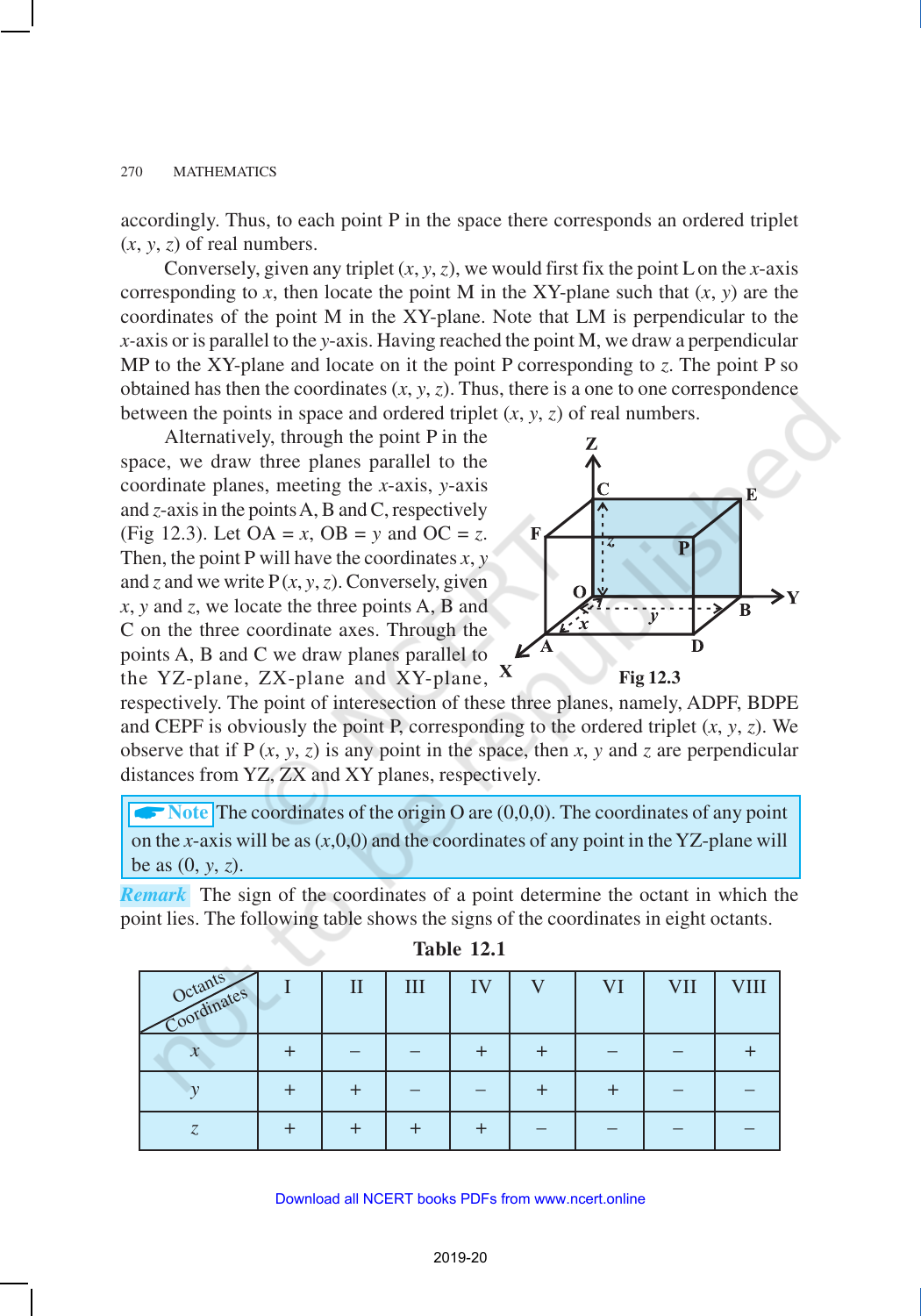accordingly. Thus, to each point P in the space there corresponds an ordered triplet $(x, y, z)$ of real numbers.

Conversely, given any triplet $(x, y, z)$, we would first fix the point L on the $x$-axis corresponding to $x$, then locate the point M in the XY-plane such that $(x, y)$ are the coordinates of the point M in the XY-plane. Note that LM is perpendicular to the $x$-axis or is parallel to the $y$-axis. Having reached the point M, we draw a perpendicular MP to the XY-plane and locate on it the point P corresponding to $z$. The point P so obtained has then the coordinates $(x, y, z)$. Thus, there is a one to one correspondence between the points in space and ordered triplet $(x, y, z)$ of real numbers.

Alternatively, through the point P in the space, we draw three planes parallel to the coordinate planes, meeting the $x$-axis, $y$-axis and $z$-axis in the points A, B and C, respectively (Fig 12.3). Let OA = $x$, OB = $y$ and OC = $z$. Then, the point P will have the coordinates $x$, $y$ and $z$ and we write P $(x, y, z)$. Conversely, given $x$, $y$ and $z$, we locate the three points A, B and C on the three coordinate axes. Through the points A, B and C we draw planes parallel to the YZ-plane, ZX-plane and XY-plane, respectively. The point of interesection of these three planes, namely, ADPF, BDPE and CEPF is obviously the point P, corresponding to the ordered triplet $(x, y, z)$. We observe that if P $(x, y, z)$ is any point in the space, then $x$, $y$ and $z$ are perpendicular distances from YZ, ZX and XY planes, respectively.

Fig 12.3

**Note** The coordinates of the origin O are (0,0,0). The coordinates of any point on the $x$-axis will be as $(x,0,0)$ and the coordinates of any point in the YZ-plane will be as $(0, y, z)$.

***Remark*** The sign of the coordinates of a point determine the octant in which the point lies. The following table shows the signs of the coordinates in eight octants.

**Table 12.1**

| Octants / Coordinates | I | II | III | IV | V | VI | VII | VIII |
|---|---|---|---|---|---|---|---|---|
| $x$ | + | – | – | + | + | – | – | + |
| $y$ | + | + | – | – | + | + | – | – |
| $z$ | + | + | + | + | – | – | – | – |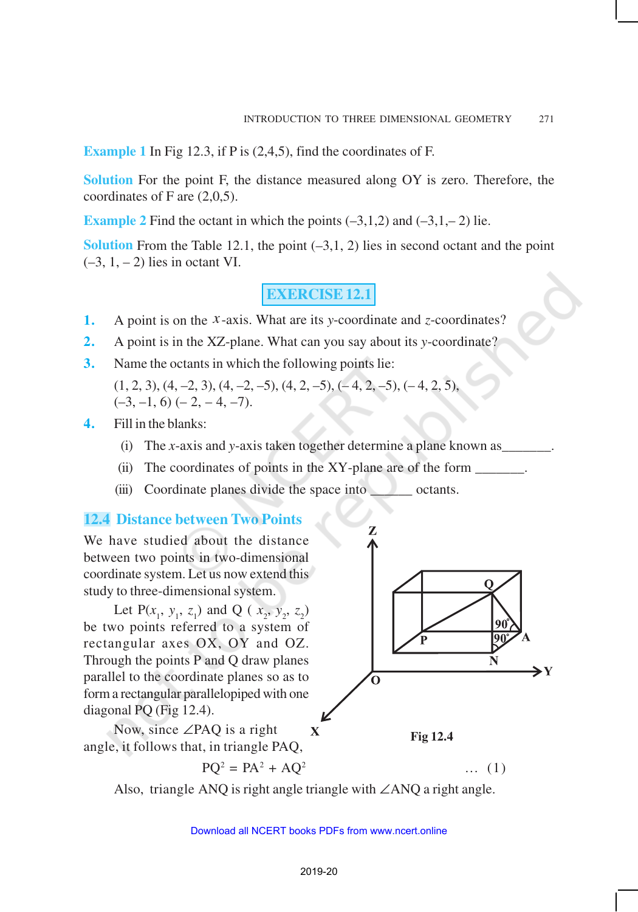**Example 1** In Fig 12.3, if P is (2,4,5), find the coordinates of F.

**Solution** For the point F, the distance measured along OY is zero. Therefore, the coordinates of F are (2,0,5).

**Example 2** Find the octant in which the points (–3,1,2) and (–3,1,– 2) lie.

**Solution** From the Table 12.1, the point (–3,1, 2) lies in second octant and the point (–3, 1, – 2) lies in octant VI.

## EXERCISE 12.1

1. A point is on the $x$-axis. What are its $y$-coordinate and $z$-coordinates?
2. A point is in the XZ-plane. What can you say about its $y$-coordinate?
3. Name the octants in which the following points lie:

   (1, 2, 3), (4, –2, 3), (4, –2, –5), (4, 2, –5), (– 4, 2, –5), (– 4, 2, 5), (–3, –1, 6) (– 2, – 4, –7).
4. Fill in the blanks:
   - (i) The $x$-axis and $y$-axis taken together determine a plane known as_______.
   - (ii) The coordinates of points in the XY-plane are of the form _______.
   - (iii) Coordinate planes divide the space into ______ octants.

## 12.4 Distance between Two Points

We have studied about the distance between two points in two-dimensional coordinate system. Let us now extend this study to three-dimensional system.

Let P($x_1$, $y_1$, $z_1$) and Q ( $x_2$, $y_2$, $z_2$) be two points referred to a system of rectangular axes OX, OY and OZ. Through the points P and Q draw planes parallel to the coordinate planes so as to form a rectangular parallelopiped with one diagonal PQ (Fig 12.4).

Fig 12.4

Now, since ∠PAQ is a right angle, it follows that, in triangle PAQ,

$$PQ^2 = PA^2 + AQ^2 \qquad \ldots (1)$$

Also, triangle ANQ is right angle triangle with ∠ANQ a right angle.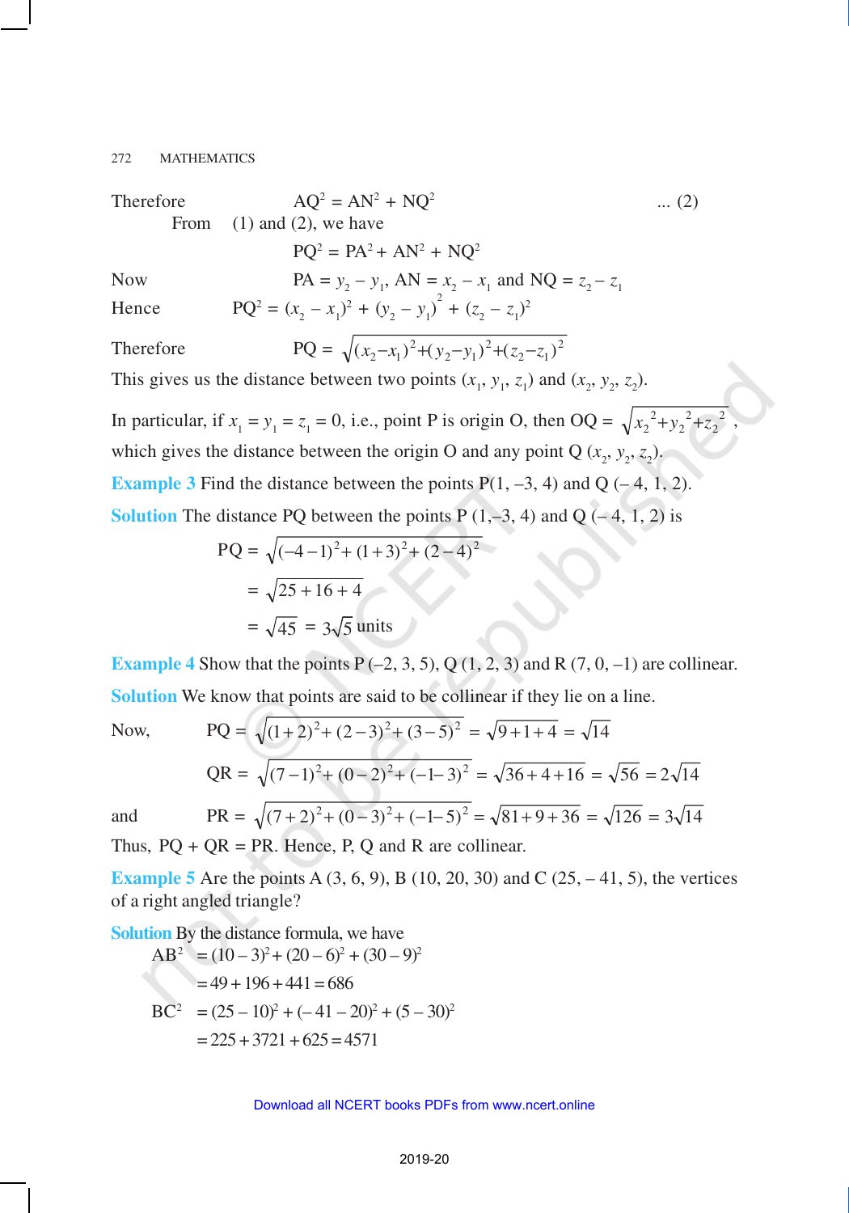Therefore $AQ^2 = AN^2 + NQ^2$ ... (2)

From (1) and (2), we have

$$PQ^2 = PA^2 + AN^2 + NQ^2$$

Now $PA = y_2 - y_1$, $AN = x_2 - x_1$ and $NQ = z_2 - z_1$

Hence $PQ^2 = (x_2 - x_1)^2 + (y_2 - y_1)^2 + (z_2 - z_1)^2$

Therefore $PQ = \sqrt{(x_2-x_1)^2+(y_2-y_1)^2+(z_2-z_1)^2}$

This gives us the distance between two points $(x_1, y_1, z_1)$ and $(x_2, y_2, z_2)$.

In particular, if $x_1 = y_1 = z_1 = 0$, i.e., point P is origin O, then $OQ = \sqrt{x_2^2+y_2^2+z_2^2}$, which gives the distance between the origin O and any point Q $(x_2, y_2, z_2)$.

**Example 3** Find the distance between the points P(1, –3, 4) and Q (– 4, 1, 2).

**Solution** The distance PQ between the points P (1,–3, 4) and Q (– 4, 1, 2) is

$$PQ = \sqrt{(-4-1)^2 + (1+3)^2 + (2-4)^2}$$

$$= \sqrt{25+16+4}$$

$$= \sqrt{45} = 3\sqrt{5} \text{ units}$$

**Example 4** Show that the points P (–2, 3, 5), Q (1, 2, 3) and R (7, 0, –1) are collinear.

**Solution** We know that points are said to be collinear if they lie on a line.

Now, $PQ = \sqrt{(1+2)^2 + (2-3)^2 + (3-5)^2} = \sqrt{9+1+4} = \sqrt{14}$

$QR = \sqrt{(7-1)^2 + (0-2)^2 + (-1-3)^2} = \sqrt{36+4+16} = \sqrt{56} = 2\sqrt{14}$

and $PR = \sqrt{(7+2)^2 + (0-3)^2 + (-1-5)^2} = \sqrt{81+9+36} = \sqrt{126} = 3\sqrt{14}$

Thus, PQ + QR = PR. Hence, P, Q and R are collinear.

**Example 5** Are the points A (3, 6, 9), B (10, 20, 30) and C (25, – 41, 5), the vertices of a right angled triangle?

**Solution** By the distance formula, we have

$$AB^2 = (10-3)^2 + (20-6)^2 + (30-9)^2$$

$$= 49 + 196 + 441 = 686$$

$$BC^2 = (25-10)^2 + (-41-20)^2 + (5-30)^2$$

$$= 225 + 3721 + 625 = 4571$$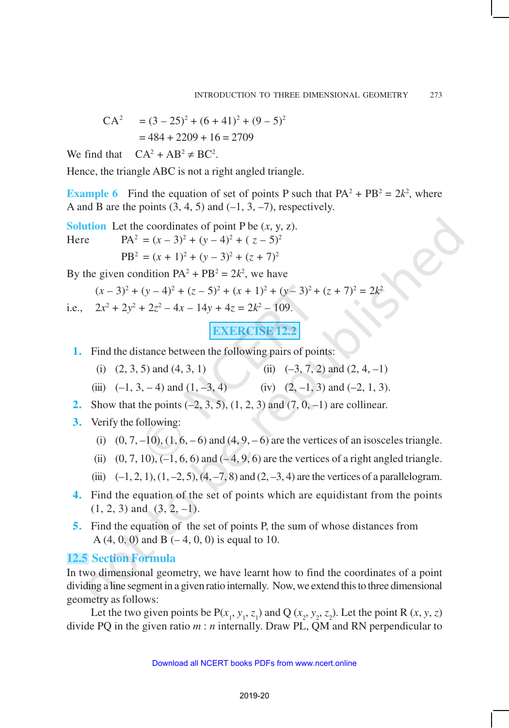$$CA^2 = (3 - 25)^2 + (6 + 41)^2 + (9 - 5)^2$$
$$= 484 + 2209 + 16 = 2709$$

We find that $CA^2 + AB^2 \neq BC^2$.

Hence, the triangle ABC is not a right angled triangle.

**Example 6** Find the equation of set of points P such that $PA^2 + PB^2 = 2k^2$, where A and B are the points (3, 4, 5) and (–1, 3, –7), respectively.

**Solution** Let the coordinates of point P be $(x, y, z)$.

Here $PA^2 = (x - 3)^2 + (y - 4)^2 + (z - 5)^2$

$PB^2 = (x + 1)^2 + (y - 3)^2 + (z + 7)^2$

By the given condition $PA^2 + PB^2 = 2k^2$, we have

$$(x - 3)^2 + (y - 4)^2 + (z - 5)^2 + (x + 1)^2 + (y - 3)^2 + (z + 7)^2 = 2k^2$$

i.e., $2x^2 + 2y^2 + 2z^2 - 4x - 14y + 4z = 2k^2 - 109$.

## EXERCISE 12.2

1. Find the distance between the following pairs of points:
   (i) (2, 3, 5) and (4, 3, 1)
   (ii) (–3, 7, 2) and (2, 4, –1)
   (iii) (–1, 3, – 4) and (1, –3, 4)
   (iv) (2, –1, 3) and (–2, 1, 3).
2. Show that the points (–2, 3, 5), (1, 2, 3) and (7, 0, –1) are collinear.
3. Verify the following:
   (i) (0, 7, –10), (1, 6, – 6) and (4, 9, – 6) are the vertices of an isosceles triangle.
   (ii) (0, 7, 10), (–1, 6, 6) and (– 4, 9, 6) are the vertices of a right angled triangle.
   (iii) (–1, 2, 1), (1, –2, 5), (4, –7, 8) and (2, –3, 4) are the vertices of a parallelogram.
4. Find the equation of the set of points which are equidistant from the points (1, 2, 3) and (3, 2, –1).
5. Find the equation of the set of points P, the sum of whose distances from A (4, 0, 0) and B (– 4, 0, 0) is equal to 10.

## 12.5 Section Formula

In two dimensional geometry, we have learnt how to find the coordinates of a point dividing a line segment in a given ratio internally. Now, we extend this to three dimensional geometry as follows:

Let the two given points be $P(x_1, y_1, z_1)$ and $Q(x_2, y_2, z_2)$. Let the point $R(x, y, z)$ divide PQ in the given ratio $m : n$ internally. Draw PL, QM and RN perpendicular to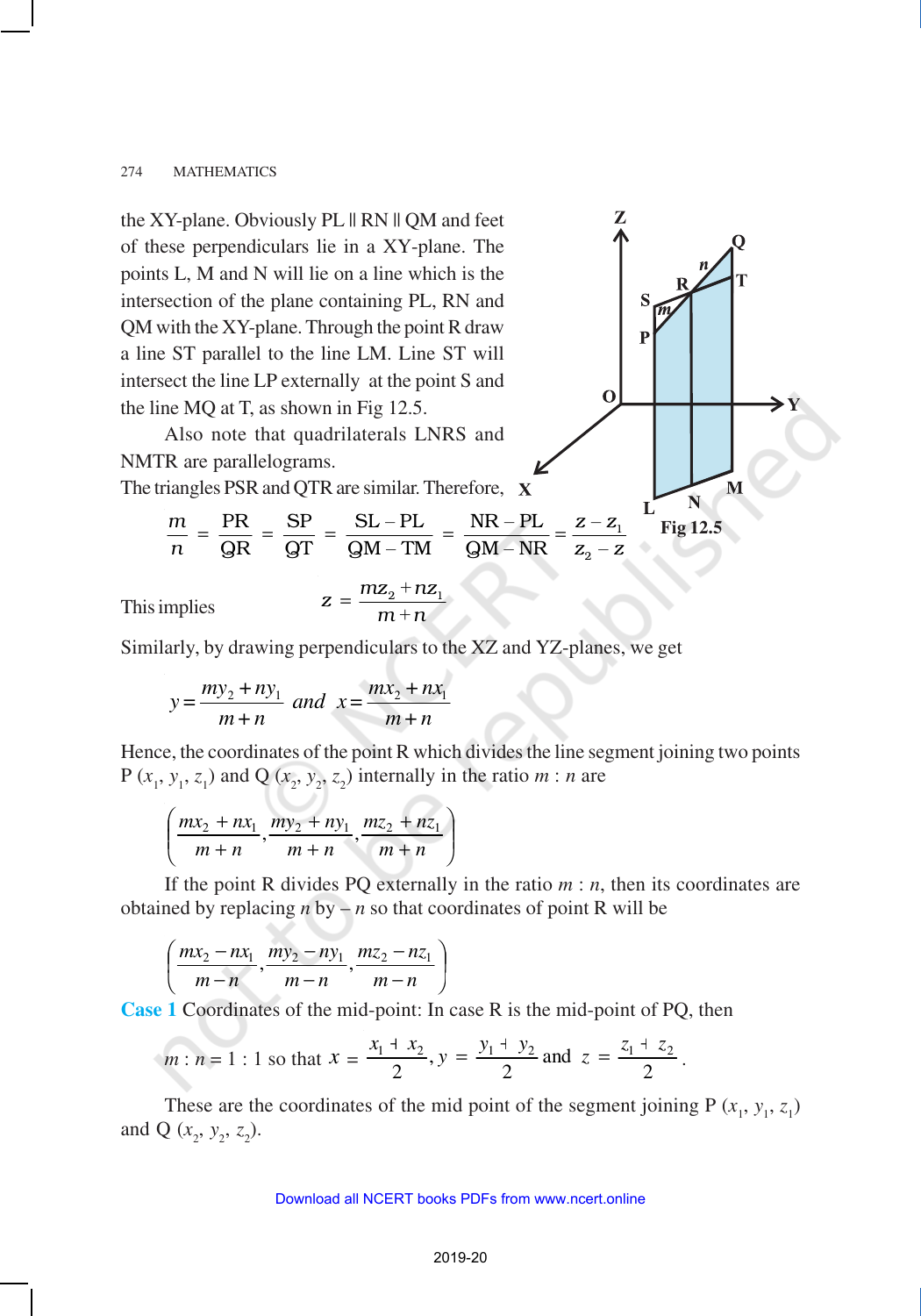the XY-plane. Obviously PL || RN || QM and feet of these perpendiculars lie in a XY-plane. The points L, M and N will lie on a line which is the intersection of the plane containing PL, RN and QM with the XY-plane. Through the point R draw a line ST parallel to the line LM. Line ST will intersect the line LP externally at the point S and the line MQ at T, as shown in Fig 12.5.

Also note that quadrilaterals LNRS and NMTR are parallelograms.

The triangles PSR and QTR are similar. Therefore,

Fig 12.5

$$\frac{m}{n} = \frac{\text{PR}}{\text{QR}} = \frac{\text{SP}}{\text{QT}} = \frac{\text{SL} - \text{PL}}{\text{QM} - \text{TM}} = \frac{\text{NR} - \text{PL}}{\text{QM} - \text{NR}} = \frac{z - z_1}{z_2 - z}$$

This implies $$z = \frac{mz_2 + nz_1}{m+n}$$

Similarly, by drawing perpendiculars to the XZ and YZ-planes, we get

$$y = \frac{my_2 + ny_1}{m+n} \quad and \quad x = \frac{mx_2 + nx_1}{m+n}$$

Hence, the coordinates of the point R which divides the line segment joining two points P $(x_1, y_1, z_1)$ and Q $(x_2, y_2, z_2)$ internally in the ratio $m : n$ are

$$\left(\frac{mx_2 + nx_1}{m+n}, \frac{my_2 + ny_1}{m+n}, \frac{mz_2 + nz_1}{m+n}\right)$$

If the point R divides PQ externally in the ratio $m : n$, then its coordinates are obtained by replacing $n$ by $-n$ so that coordinates of point R will be

$$\left(\frac{mx_2 - nx_1}{m-n}, \frac{my_2 - ny_1}{m-n}, \frac{mz_2 - nz_1}{m-n}\right)$$

**Case 1** Coordinates of the mid-point: In case R is the mid-point of PQ, then

$$m : n = 1 : 1 \text{ so that } x = \frac{x_1 + x_2}{2}, y = \frac{y_1 + y_2}{2} \text{ and } z = \frac{z_1 + z_2}{2}.$$

These are the coordinates of the mid point of the segment joining P $(x_1, y_1, z_1)$ and Q $(x_2, y_2, z_2)$.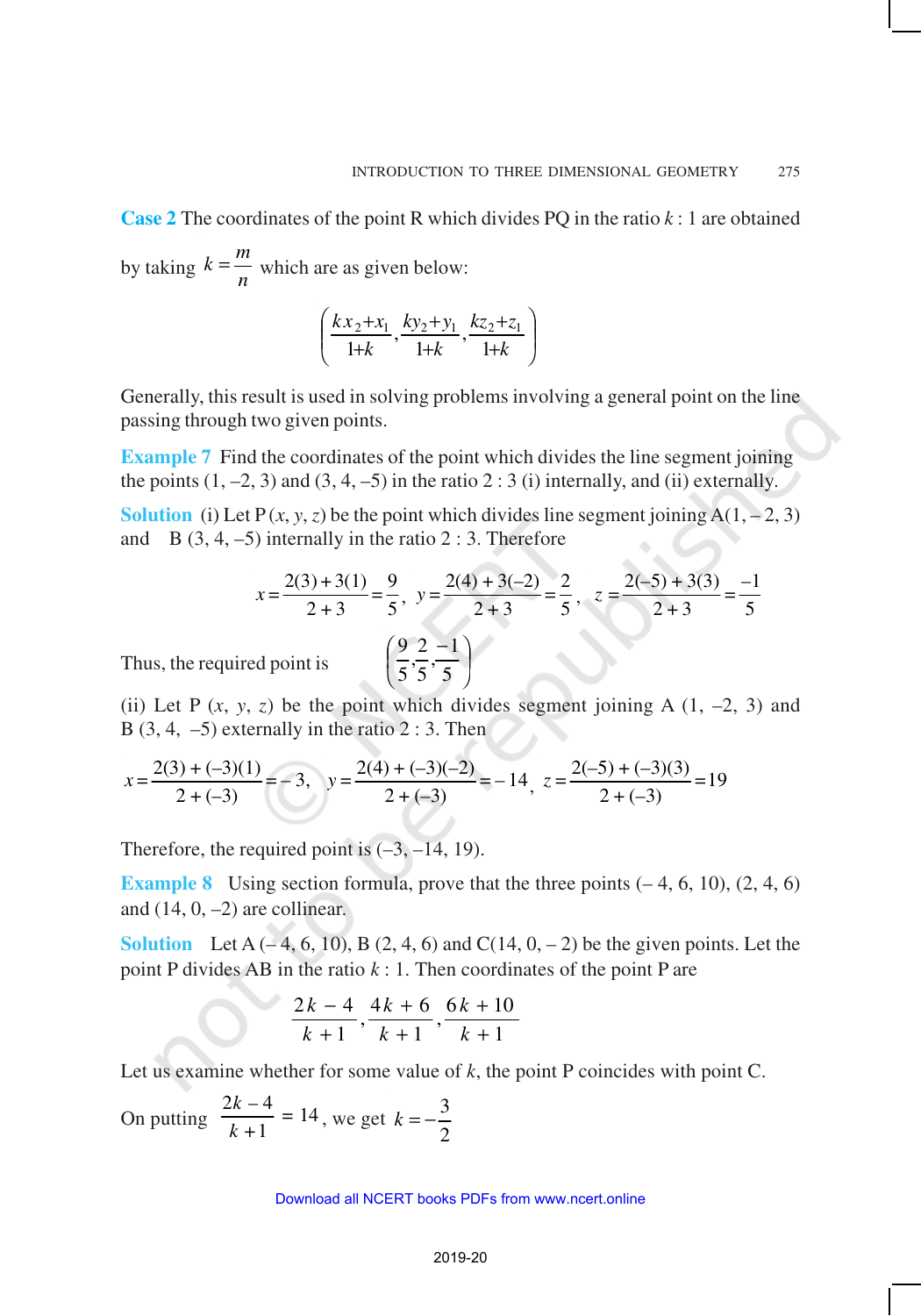**Case 2** The coordinates of the point R which divides PQ in the ratio $k : 1$ are obtained by taking $k = \frac{m}{n}$ which are as given below:

$$\left(\frac{kx_2+x_1}{1+k}, \frac{ky_2+y_1}{1+k}, \frac{kz_2+z_1}{1+k}\right)$$

Generally, this result is used in solving problems involving a general point on the line passing through two given points.

**Example 7** Find the coordinates of the point which divides the line segment joining the points (1, –2, 3) and (3, 4, –5) in the ratio 2 : 3 (i) internally, and (ii) externally.

**Solution** (i) Let P $(x, y, z)$ be the point which divides line segment joining A(1, – 2, 3) and B (3, 4, –5) internally in the ratio 2 : 3. Therefore

$$x = \frac{2(3)+3(1)}{2+3} = \frac{9}{5}, \quad y = \frac{2(4)+3(-2)}{2+3} = \frac{2}{5}, \quad z = \frac{2(-5)+3(3)}{2+3} = \frac{-1}{5}$$

Thus, the required point is $\left(\frac{9}{5}, \frac{2}{5}, \frac{-1}{5}\right)$

(ii) Let P $(x, y, z)$ be the point which divides segment joining A (1, –2, 3) and B (3, 4, –5) externally in the ratio 2 : 3. Then

$$x = \frac{2(3)+(-3)(1)}{2+(-3)} = -3, \quad y = \frac{2(4)+(-3)(-2)}{2+(-3)} = -14, \quad z = \frac{2(-5)+(-3)(3)}{2+(-3)} = 19$$

Therefore, the required point is (–3, –14, 19).

**Example 8** Using section formula, prove that the three points (– 4, 6, 10), (2, 4, 6) and (14, 0, –2) are collinear.

**Solution** Let A (– 4, 6, 10), B (2, 4, 6) and C(14, 0, – 2) be the given points. Let the point P divides AB in the ratio $k : 1$. Then coordinates of the point P are

$$\frac{2k-4}{k+1}, \frac{4k+6}{k+1}, \frac{6k+10}{k+1}$$

Let us examine whether for some value of $k$, the point P coincides with point C.

On putting $\frac{2k-4}{k+1} = 14$, we get $k = -\frac{3}{2}$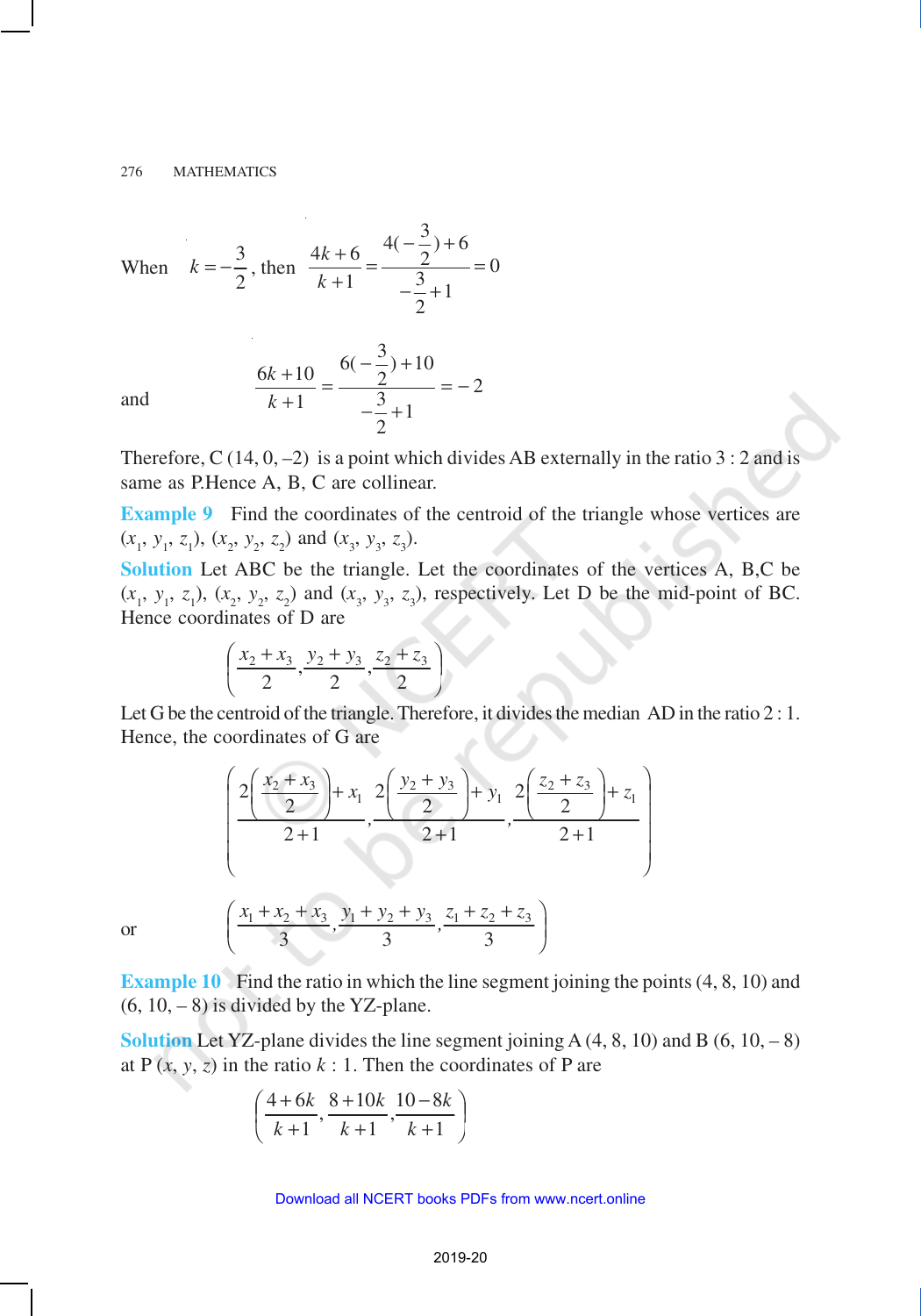When $k = -\frac{3}{2}$, then $\frac{4k+6}{k+1} = \frac{4(-\frac{3}{2})+6}{-\frac{3}{2}+1} = 0$

and $$\frac{6k+10}{k+1} = \frac{6(-\frac{3}{2})+10}{-\frac{3}{2}+1} = -2$$

Therefore, C (14, 0, –2) is a point which divides AB externally in the ratio 3 : 2 and is same as P.Hence A, B, C are collinear.

**Example 9** Find the coordinates of the centroid of the triangle whose vertices are $(x_1, y_1, z_1)$, $(x_2, y_2, z_2)$ and $(x_3, y_3, z_3)$.

**Solution** Let ABC be the triangle. Let the coordinates of the vertices A, B,C be $(x_1, y_1, z_1)$, $(x_2, y_2, z_2)$ and $(x_3, y_3, z_3)$, respectively. Let D be the mid-point of BC. Hence coordinates of D are

$$\left(\frac{x_2+x_3}{2}, \frac{y_2+y_3}{2}, \frac{z_2+z_3}{2}\right)$$

Let G be the centroid of the triangle. Therefore, it divides the median AD in the ratio 2 : 1. Hence, the coordinates of G are

$$\left(\frac{2\left(\frac{x_2+x_3}{2}\right)+x_1}{2+1}, \frac{2\left(\frac{y_2+y_3}{2}\right)+y_1}{2+1}, \frac{2\left(\frac{z_2+z_3}{2}\right)+z_1}{2+1}\right)$$

or $$\left(\frac{x_1+x_2+x_3}{3}, \frac{y_1+y_2+y_3}{3}, \frac{z_1+z_2+z_3}{3}\right)$$

**Example 10** Find the ratio in which the line segment joining the points (4, 8, 10) and (6, 10, – 8) is divided by the YZ-plane.

**Solution** Let YZ-plane divides the line segment joining A (4, 8, 10) and B (6, 10, – 8) at P $(x, y, z)$ in the ratio $k$ : 1. Then the coordinates of P are

$$\left(\frac{4+6k}{k+1}, \frac{8+10k}{k+1}, \frac{10-8k}{k+1}\right)$$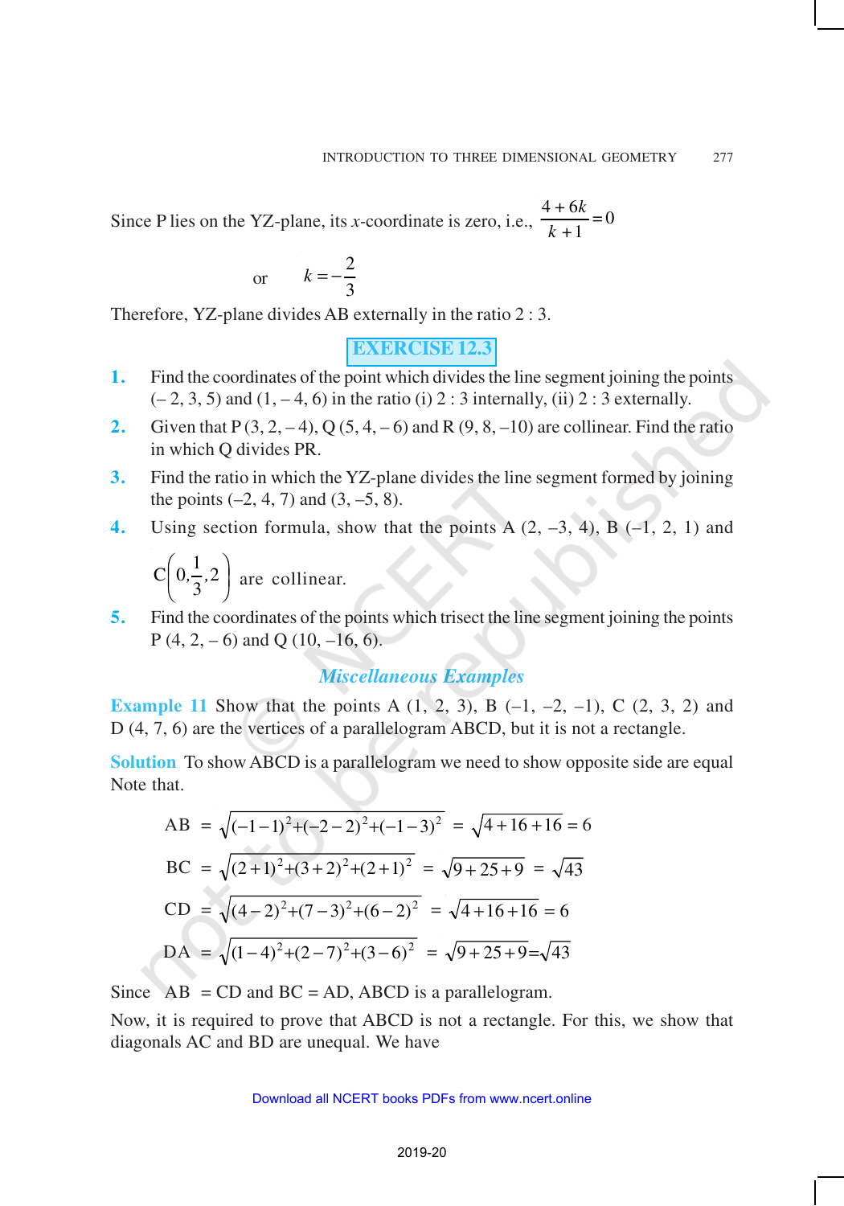Since P lies on the YZ-plane, its $x$-coordinate is zero, i.e., $\frac{4+6k}{k+1}=0$

or $\quad k=-\frac{2}{3}$

Therefore, YZ-plane divides AB externally in the ratio 2 : 3.

## EXERCISE 12.3

1. Find the coordinates of the point which divides the line segment joining the points (– 2, 3, 5) and (1, – 4, 6) in the ratio (i) 2 : 3 internally, (ii) 2 : 3 externally.
2. Given that P (3, 2, – 4), Q (5, 4, – 6) and R (9, 8, –10) are collinear. Find the ratio in which Q divides PR.
3. Find the ratio in which the YZ-plane divides the line segment formed by joining the points (–2, 4, 7) and (3, –5, 8).
4. Using section formula, show that the points A (2, –3, 4), B (–1, 2, 1) and $C\left(0,\frac{1}{3},2\right)$ are collinear.
5. Find the coordinates of the points which trisect the line segment joining the points P (4, 2, – 6) and Q (10, –16, 6).

## *Miscellaneous Examples*

**Example 11** Show that the points A (1, 2, 3), B (–1, –2, –1), C (2, 3, 2) and D (4, 7, 6) are the vertices of a parallelogram ABCD, but it is not a rectangle.

**Solution** To show ABCD is a parallelogram we need to show opposite side are equal Note that.

$$AB = \sqrt{(-1-1)^2+(-2-2)^2+(-1-3)^2} = \sqrt{4+16+16} = 6$$

$$BC = \sqrt{(2+1)^2+(3+2)^2+(2+1)^2} = \sqrt{9+25+9} = \sqrt{43}$$

$$CD = \sqrt{(4-2)^2+(7-3)^2+(6-2)^2} = \sqrt{4+16+16} = 6$$

$$DA = \sqrt{(1-4)^2+(2-7)^2+(3-6)^2} = \sqrt{9+25+9}=\sqrt{43}$$

Since AB = CD and BC = AD, ABCD is a parallelogram.

Now, it is required to prove that ABCD is not a rectangle. For this, we show that diagonals AC and BD are unequal. We have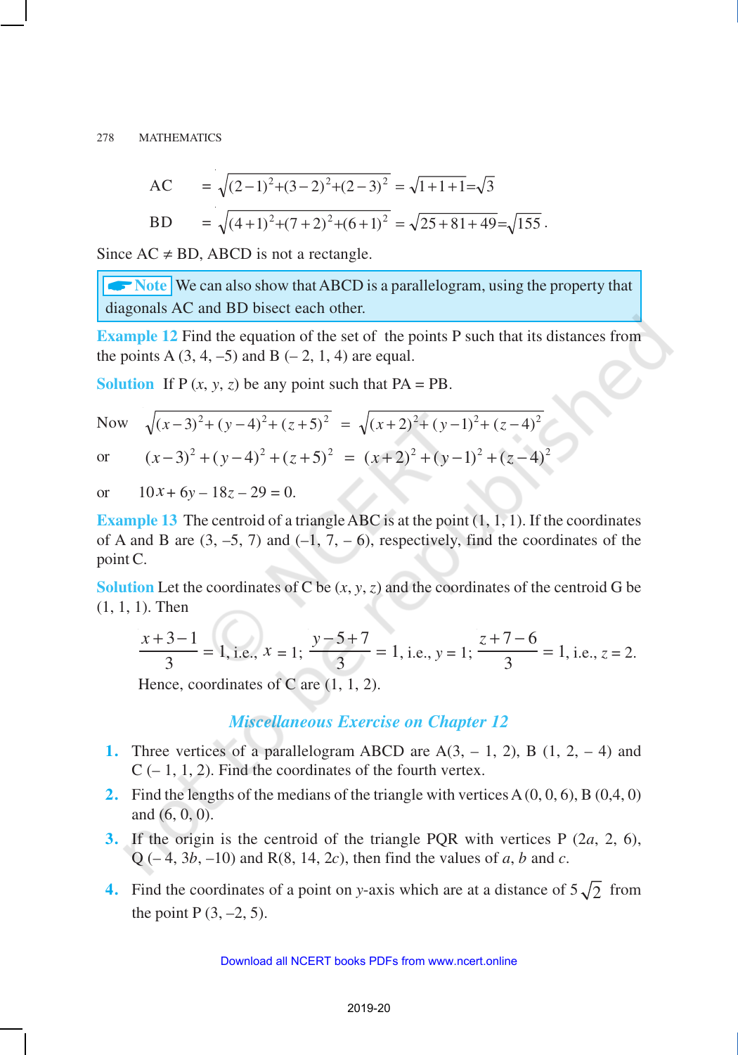$$\text{AC} = \sqrt{(2-1)^2+(3-2)^2+(2-3)^2} = \sqrt{1+1+1} = \sqrt{3}$$

$$\text{BD} = \sqrt{(4+1)^2+(7+2)^2+(6+1)^2} = \sqrt{25+81+49} = \sqrt{155}.$$

Since AC ≠ BD, ABCD is not a rectangle.

> **Note** We can also show that ABCD is a parallelogram, using the property that diagonals AC and BD bisect each other.

**Example 12** Find the equation of the set of the points P such that its distances from the points A (3, 4, –5) and B (– 2, 1, 4) are equal.

**Solution** If P $(x, y, z)$ be any point such that PA = PB.

Now $\sqrt{(x-3)^2+(y-4)^2+(z+5)^2} = \sqrt{(x+2)^2+(y-1)^2+(z-4)^2}$

or $(x-3)^2+(y-4)^2+(z+5)^2 = (x+2)^2+(y-1)^2+(z-4)^2$

or $10x + 6y - 18z - 29 = 0.$

**Example 13** The centroid of a triangle ABC is at the point (1, 1, 1). If the coordinates of A and B are (3, –5, 7) and (–1, 7, – 6), respectively, find the coordinates of the point C.

**Solution** Let the coordinates of C be $(x, y, z)$ and the coordinates of the centroid G be (1, 1, 1). Then

$$\frac{x+3-1}{3} = 1, \text{ i.e., } x = 1; \quad \frac{y-5+7}{3} = 1, \text{ i.e., } y = 1; \quad \frac{z+7-6}{3} = 1, \text{ i.e., } z = 2.$$

Hence, coordinates of C are (1, 1, 2).

## *Miscellaneous Exercise on Chapter 12*

1. Three vertices of a parallelogram ABCD are A(3, – 1, 2), B (1, 2, – 4) and C (– 1, 1, 2). Find the coordinates of the fourth vertex.
2. Find the lengths of the medians of the triangle with vertices A (0, 0, 6), B (0,4, 0) and (6, 0, 0).
3. If the origin is the centroid of the triangle PQR with vertices P $(2a, 2, 6)$, Q $(-4, 3b, -10)$ and R$(8, 14, 2c)$, then find the values of $a$, $b$ and $c$.
4. Find the coordinates of a point on $y$-axis which are at a distance of $5\sqrt{2}$ from the point P (3, –2, 5).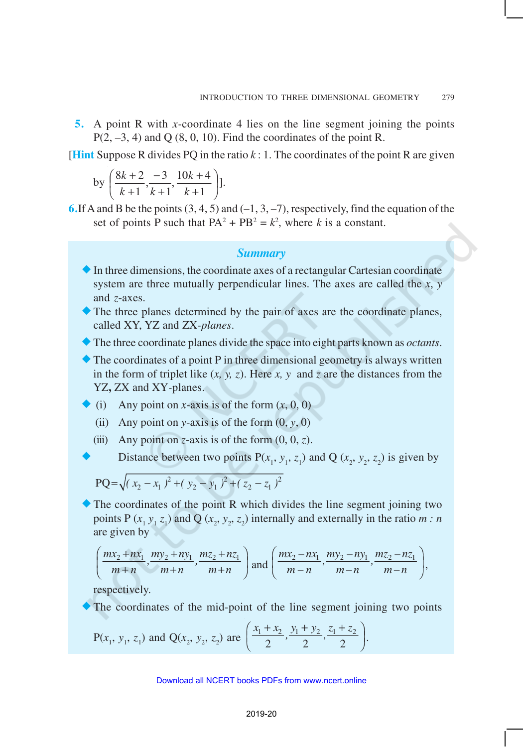5. A point R with $x$-coordinate 4 lies on the line segment joining the points P(2, –3, 4) and Q (8, 0, 10). Find the coordinates of the point R.

[**Hint** Suppose R divides PQ in the ratio $k$ : 1. The coordinates of the point R are given by $\left(\frac{8k+2}{k+1}, \frac{-3}{k+1}, \frac{10k+4}{k+1}\right)$].

6. If A and B be the points (3, 4, 5) and (–1, 3, –7), respectively, find the equation of the set of points P such that $PA^2 + PB^2 = k^2$, where $k$ is a constant.

## *Summary*

- In three dimensions, the coordinate axes of a rectangular Cartesian coordinate system are three mutually perpendicular lines. The axes are called the $x$, $y$ and $z$-axes.
- The three planes determined by the pair of axes are the coordinate planes, called XY, YZ and ZX-*planes*.
- The three coordinate planes divide the space into eight parts known as *octants*.
- The coordinates of a point P in three dimensional geometry is always written in the form of triplet like $(x, y, z)$. Here $x$, $y$ and $z$ are the distances from the YZ, ZX and XY-planes.
- (i) Any point on $x$-axis is of the form $(x, 0, 0)$
  (ii) Any point on $y$-axis is of the form $(0, y, 0)$
  (iii) Any point on $z$-axis is of the form $(0, 0, z)$.
- Distance between two points $P(x_1, y_1, z_1)$ and $Q(x_2, y_2, z_2)$ is given by

$$PQ = \sqrt{(x_2 - x_1)^2 + (y_2 - y_1)^2 + (z_2 - z_1)^2}$$

- The coordinates of the point R which divides the line segment joining two points $P(x_1, y_1, z_1)$ and $Q(x_2, y_2, z_2)$ internally and externally in the ratio $m : n$ are given by

$$\left(\frac{mx_2 + nx_1}{m+n}, \frac{my_2 + ny_1}{m+n}, \frac{mz_2 + nz_1}{m+n}\right) \text{ and } \left(\frac{mx_2 - nx_1}{m-n}, \frac{my_2 - ny_1}{m-n}, \frac{mz_2 - nz_1}{m-n}\right),$$

respectively.

- The coordinates of the mid-point of the line segment joining two points $P(x_1, y_1, z_1)$ and $Q(x_2, y_2, z_2)$ are $\left(\frac{x_1 + x_2}{2}, \frac{y_1 + y_2}{2}, \frac{z_1 + z_2}{2}\right)$.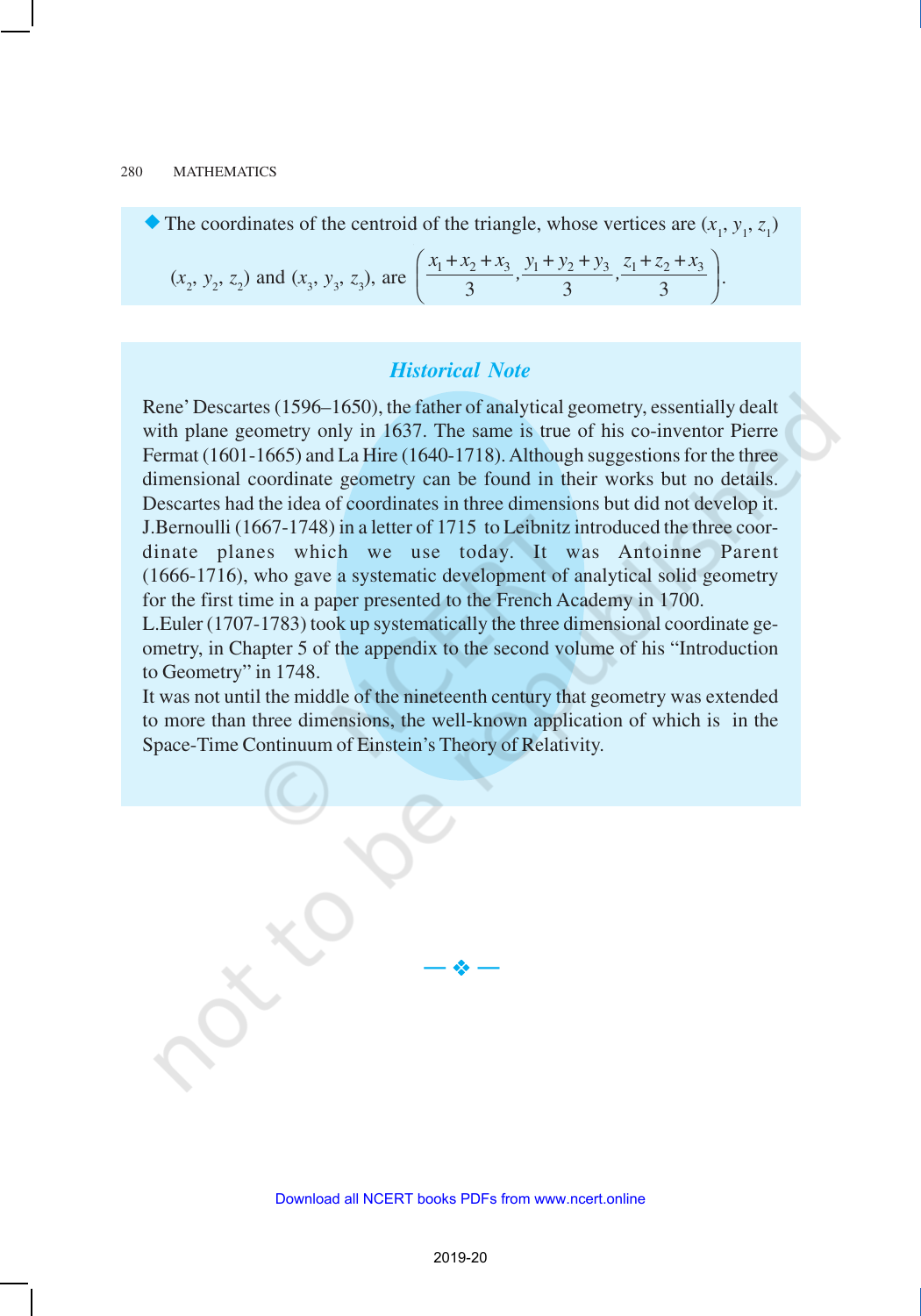◆ The coordinates of the centroid of the triangle, whose vertices are $(x_1, y_1, z_1)$ $(x_2, y_2, z_2)$ and $(x_3, y_3, z_3)$, are $\left(\frac{x_1+x_2+x_3}{3}, \frac{y_1+y_2+y_3}{3}, \frac{z_1+z_2+x_3}{3}\right)$.

## *Historical Note*

Rene' Descartes (1596–1650), the father of analytical geometry, essentially dealt with plane geometry only in 1637. The same is true of his co-inventor Pierre Fermat (1601-1665) and La Hire (1640-1718). Although suggestions for the three dimensional coordinate geometry can be found in their works but no details. Descartes had the idea of coordinates in three dimensions but did not develop it. J.Bernoulli (1667-1748) in a letter of 1715 to Leibnitz introduced the three coordinate planes which we use today. It was Antoinne Parent (1666-1716), who gave a systematic development of analytical solid geometry for the first time in a paper presented to the French Academy in 1700.

L.Euler (1707-1783) took up systematically the three dimensional coordinate geometry, in Chapter 5 of the appendix to the second volume of his "Introduction to Geometry" in 1748.

It was not until the middle of the nineteenth century that geometry was extended to more than three dimensions, the well-known application of which is in the Space-Time Continuum of Einstein's Theory of Relativity.

— ❖ —